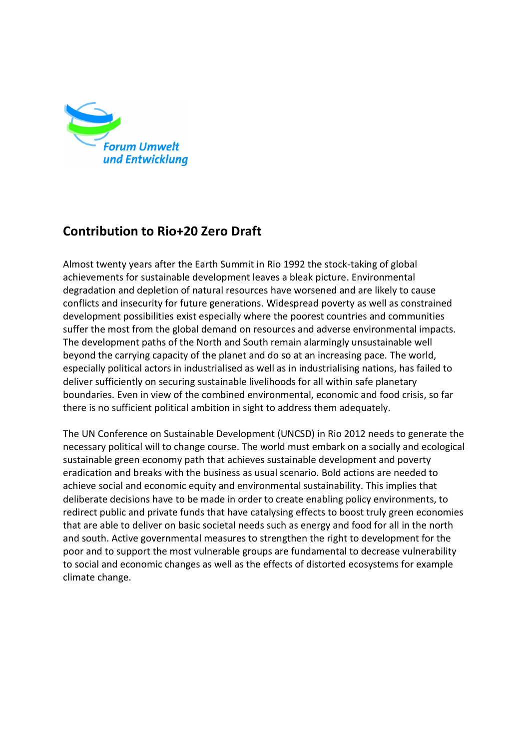Forum Umwelt
und Entwicklung

# Contribution to Rio+20 Zero Draft

Almost twenty years after the Earth Summit in Rio 1992 the stock-taking of global achievements for sustainable development leaves a bleak picture. Environmental degradation and depletion of natural resources have worsened and are likely to cause conflicts and insecurity for future generations. Widespread poverty as well as constrained development possibilities exist especially where the poorest countries and communities suffer the most from the global demand on resources and adverse environmental impacts. The development paths of the North and South remain alarmingly unsustainable well beyond the carrying capacity of the planet and do so at an increasing pace. The world, especially political actors in industrialised as well as in industrialising nations, has failed to deliver sufficiently on securing sustainable livelihoods for all within safe planetary boundaries. Even in view of the combined environmental, economic and food crisis, so far there is no sufficient political ambition in sight to address them adequately.

The UN Conference on Sustainable Development (UNCSD) in Rio 2012 needs to generate the necessary political will to change course. The world must embark on a socially and ecological sustainable green economy path that achieves sustainable development and poverty eradication and breaks with the business as usual scenario. Bold actions are needed to achieve social and economic equity and environmental sustainability. This implies that deliberate decisions have to be made in order to create enabling policy environments, to redirect public and private funds that have catalysing effects to boost truly green economies that are able to deliver on basic societal needs such as energy and food for all in the north and south. Active governmental measures to strengthen the right to development for the poor and to support the most vulnerable groups are fundamental to decrease vulnerability to social and economic changes as well as the effects of distorted ecosystems for example climate change.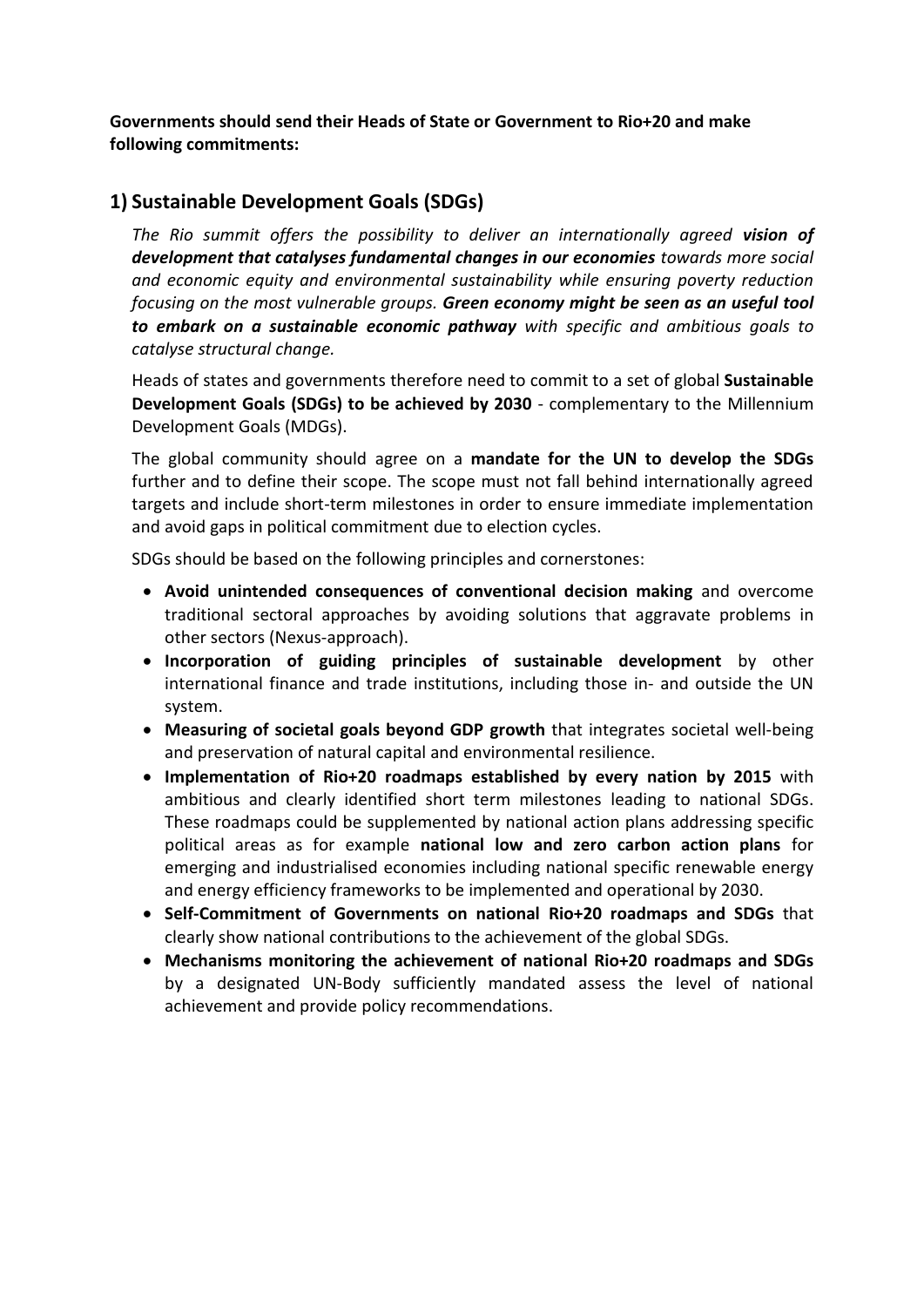**Governments should send their Heads of State or Government to Rio+20 and make following commitments:**

## 1) Sustainable Development Goals (SDGs)

*The Rio summit offers the possibility to deliver an internationally agreed* ***vision of development that catalyses fundamental changes in our economies*** *towards more social and economic equity and environmental sustainability while ensuring poverty reduction focusing on the most vulnerable groups.* ***Green economy might be seen as an useful tool to embark on a sustainable economic pathway*** *with specific and ambitious goals to catalyse structural change.*

Heads of states and governments therefore need to commit to a set of global **Sustainable Development Goals (SDGs) to be achieved by 2030** - complementary to the Millennium Development Goals (MDGs).

The global community should agree on a **mandate for the UN to develop the SDGs** further and to define their scope. The scope must not fall behind internationally agreed targets and include short-term milestones in order to ensure immediate implementation and avoid gaps in political commitment due to election cycles.

SDGs should be based on the following principles and cornerstones:

- **Avoid unintended consequences of conventional decision making** and overcome traditional sectoral approaches by avoiding solutions that aggravate problems in other sectors (Nexus-approach).
- **Incorporation of guiding principles of sustainable development** by other international finance and trade institutions, including those in- and outside the UN system.
- **Measuring of societal goals beyond GDP growth** that integrates societal well-being and preservation of natural capital and environmental resilience.
- **Implementation of Rio+20 roadmaps established by every nation by 2015** with ambitious and clearly identified short term milestones leading to national SDGs. These roadmaps could be supplemented by national action plans addressing specific political areas as for example **national low and zero carbon action plans** for emerging and industrialised economies including national specific renewable energy and energy efficiency frameworks to be implemented and operational by 2030.
- **Self-Commitment of Governments on national Rio+20 roadmaps and SDGs** that clearly show national contributions to the achievement of the global SDGs.
- **Mechanisms monitoring the achievement of national Rio+20 roadmaps and SDGs** by a designated UN-Body sufficiently mandated assess the level of national achievement and provide policy recommendations.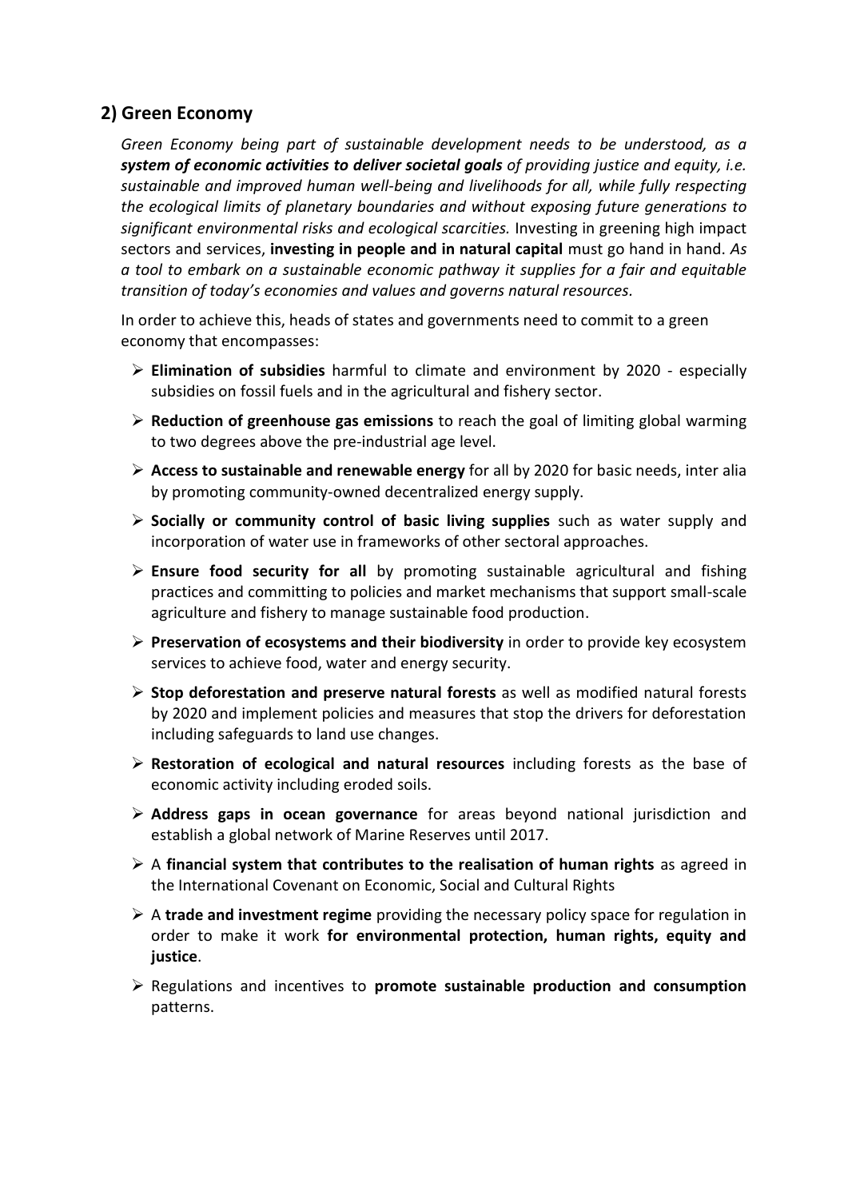## 2) Green Economy

*Green Economy being part of sustainable development needs to be understood, as a **system of economic activities to deliver societal goals** of providing justice and equity, i.e. sustainable and improved human well-being and livelihoods for all, while fully respecting the ecological limits of planetary boundaries and without exposing future generations to significant environmental risks and ecological scarcities.* Investing in greening high impact sectors and services, **investing in people and in natural capital** must go hand in hand. *As a tool to embark on a sustainable economic pathway it supplies for a fair and equitable transition of today's economies and values and governs natural resources.*

In order to achieve this, heads of states and governments need to commit to a green economy that encompasses:

- **Elimination of subsidies** harmful to climate and environment by 2020 - especially subsidies on fossil fuels and in the agricultural and fishery sector.
- **Reduction of greenhouse gas emissions** to reach the goal of limiting global warming to two degrees above the pre-industrial age level.
- **Access to sustainable and renewable energy** for all by 2020 for basic needs, inter alia by promoting community-owned decentralized energy supply.
- **Socially or community control of basic living supplies** such as water supply and incorporation of water use in frameworks of other sectoral approaches.
- **Ensure food security for all** by promoting sustainable agricultural and fishing practices and committing to policies and market mechanisms that support small-scale agriculture and fishery to manage sustainable food production.
- **Preservation of ecosystems and their biodiversity** in order to provide key ecosystem services to achieve food, water and energy security.
- **Stop deforestation and preserve natural forests** as well as modified natural forests by 2020 and implement policies and measures that stop the drivers for deforestation including safeguards to land use changes.
- **Restoration of ecological and natural resources** including forests as the base of economic activity including eroded soils.
- **Address gaps in ocean governance** for areas beyond national jurisdiction and establish a global network of Marine Reserves until 2017.
- A **financial system that contributes to the realisation of human rights** as agreed in the International Covenant on Economic, Social and Cultural Rights
- A **trade and investment regime** providing the necessary policy space for regulation in order to make it work **for environmental protection, human rights, equity and justice**.
- Regulations and incentives to **promote sustainable production and consumption** patterns.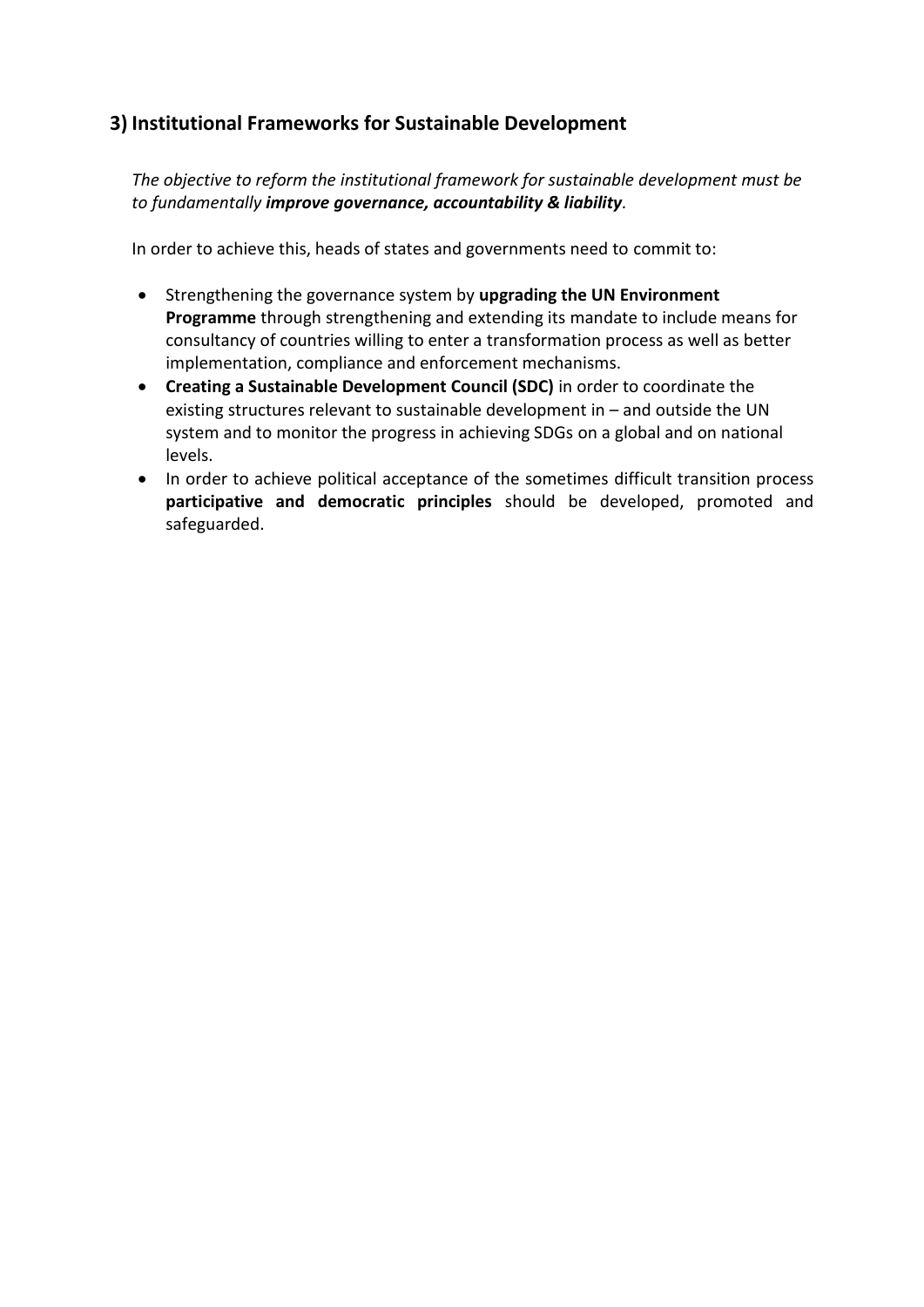## 3) Institutional Frameworks for Sustainable Development

*The objective to reform the institutional framework for sustainable development must be to fundamentally **improve governance, accountability & liability**.*

In order to achieve this, heads of states and governments need to commit to:

- Strengthening the governance system by **upgrading the UN Environment Programme** through strengthening and extending its mandate to include means for consultancy of countries willing to enter a transformation process as well as better implementation, compliance and enforcement mechanisms.
- **Creating a Sustainable Development Council (SDC)** in order to coordinate the existing structures relevant to sustainable development in – and outside the UN system and to monitor the progress in achieving SDGs on a global and on national levels.
- In order to achieve political acceptance of the sometimes difficult transition process **participative and democratic principles** should be developed, promoted and safeguarded.